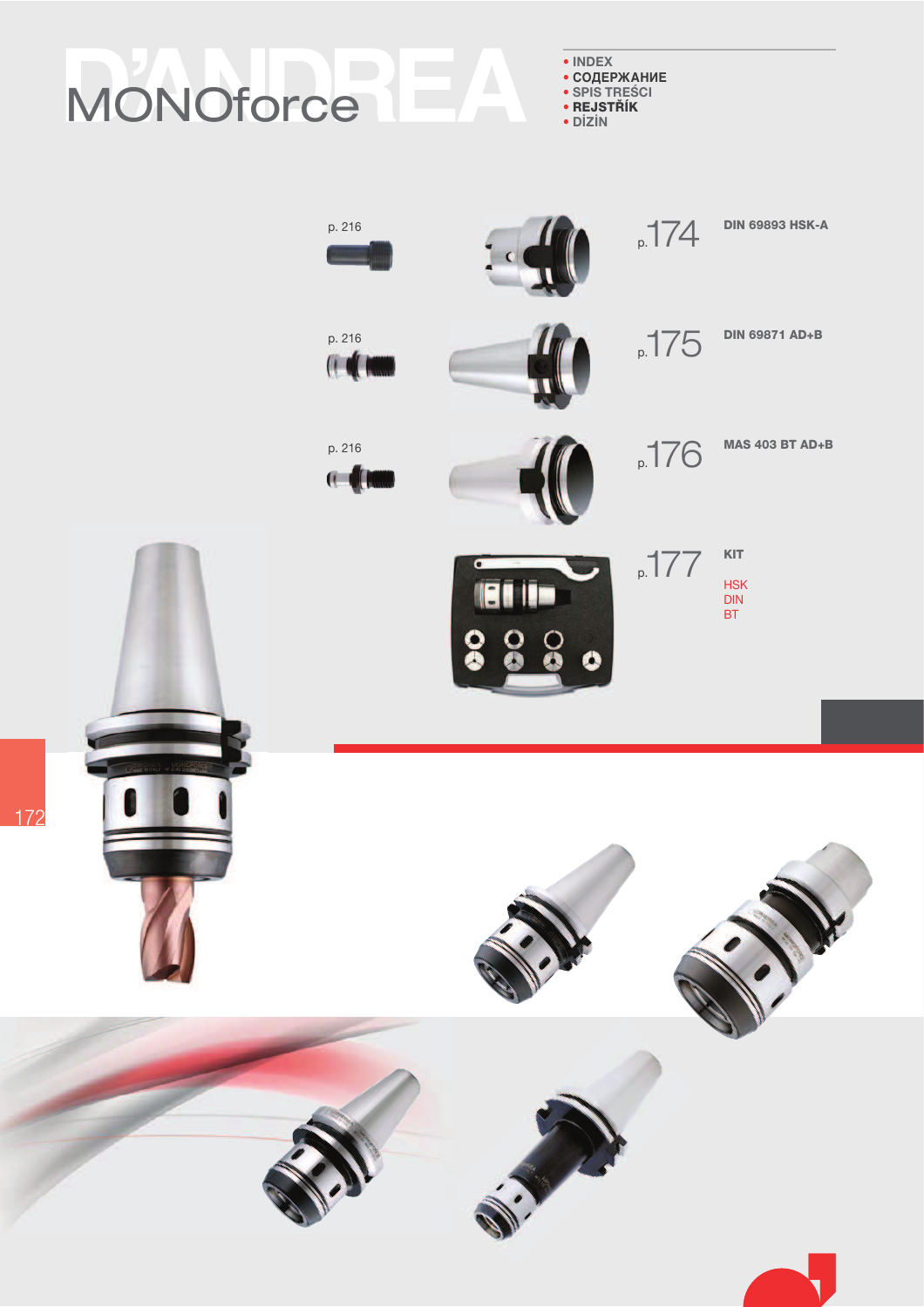# MONOforce

- INDEX
- СОДЕРЖАНИЕ
- SPIS TREŚCI
- **REJSTŘÍK**
- DİZİN

| | | |
|---|---|---|
| p. 216 | p. 174 | DIN 69893 HSK-A |
| p. 216 | p. 175 | DIN 69871 AD+B |
| p. 216 | p. 176 | MAS 403 BT AD+B |
| | p. 177 | KIT<br>HSK<br>DIN<br>BT |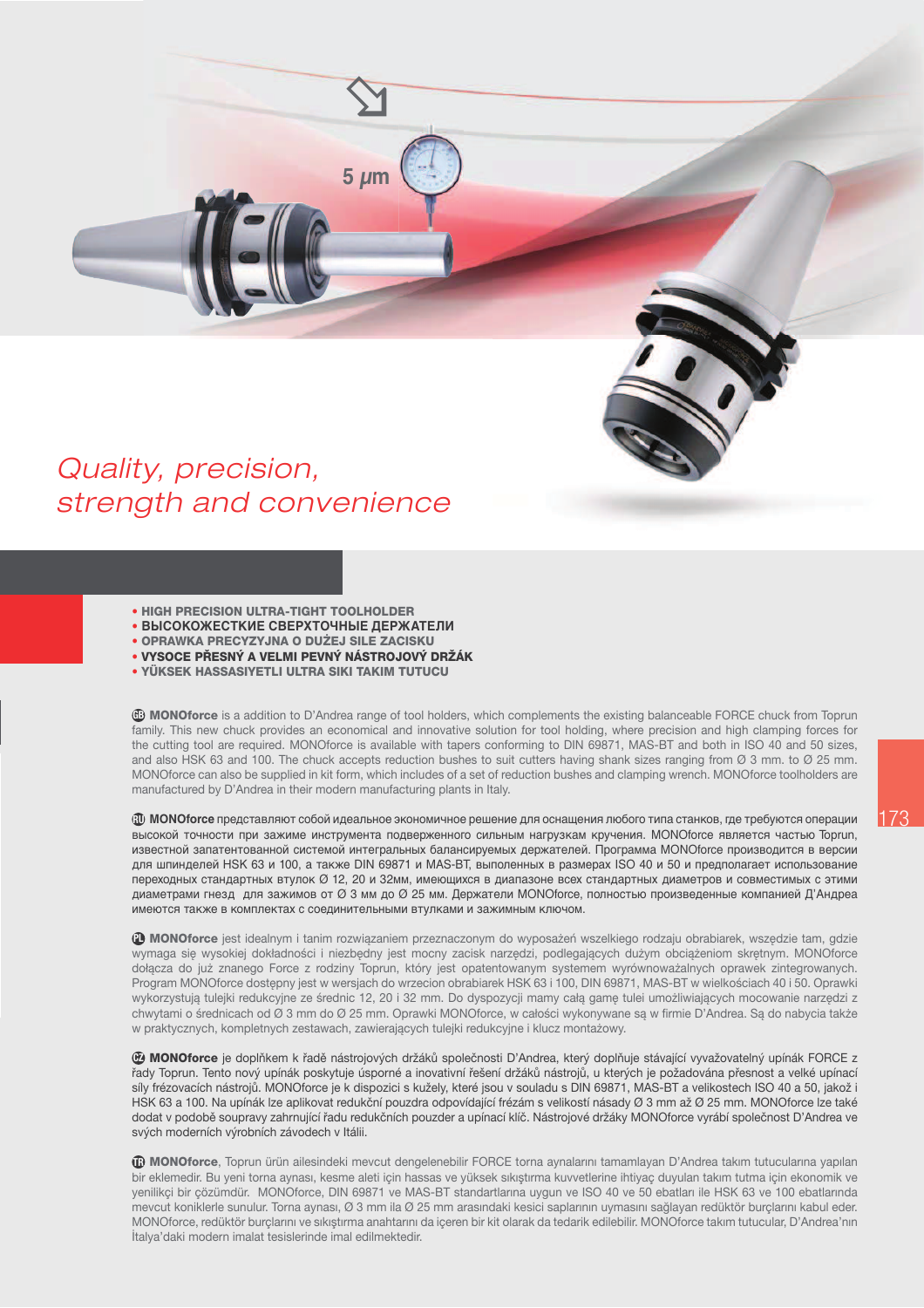5 µm

*Quality, precision, strength and convenience*

- **HIGH PRECISION ULTRA-TIGHT TOOLHOLDER**
- **ВЫСОКОЖЕСТКИЕ СВЕРХТОЧНЫЕ ДЕРЖАТЕЛИ**
- **OPRAWKA PRECYZYJNA O DUŻEJ SILE ZACISKU**
- **VYSOCE PŘESNÝ A VELMI PEVNÝ NÁSTROJOVÝ DRŽÁK**
- **YÜKSEK HASSASIYETLI ULTRA SIKI TAKIM TUTUCU**

GB **MONOforce** is a addition to D'Andrea range of tool holders, which complements the existing balanceable FORCE chuck from Toprun family. This new chuck provides an economical and innovative solution for tool holding, where precision and high clamping forces for the cutting tool are required. MONOforce is available with tapers conforming to DIN 69871, MAS-BT and both in ISO 40 and 50 sizes, and also HSK 63 and 100. The chuck accepts reduction bushes to suit cutters having shank sizes ranging from Ø 3 mm. to Ø 25 mm. MONOforce can also be supplied in kit form, which includes of a set of reduction bushes and clamping wrench. MONOforce toolholders are manufactured by D'Andrea in their modern manufacturing plants in Italy.

RU **MONOforce** представляют собой идеальное экономичное решение для оснащения любого типа станков, где требуются операции высокой точности при зажиме инструмента подверженного сильным нагрузкам кручения. MONOforce является частью Toprun, известной запатентованной системой интегральных балансируемых держателей. Программа MONOforce производится в версии для шпинделей HSK 63 и 100, а также DIN 69871 и MAS-BT, выполненных в размерах ISO 40 и 50 и предполагает использование переходных стандартных втулок Ø 12, 20 и 32мм, имеющихся в диапазоне всех стандартных диаметров и совместимых с этими диаметрами гнезд для зажимов от Ø 3 мм до Ø 25 мм. Держатели MONOforce, полностью произведенные компанией Д'Андреа имеются также в комплектах с соединительными втулками и зажимным ключом.

PL **MONOforce** jest idealnym i tanim rozwiązaniem przeznaczonym do wyposażeń wszelkiego rodzaju obrabiarek, wszędzie tam, gdzie wymaga się wysokiej dokładności i niezbędny jest mocny zacisk narzędzi, podlegających dużym obciążeniom skrętnym. MONOforce dołącza do już znanego Force z rodziny Toprun, który jest opatentowanym systemem wyrównoważalnych oprawek zintegrowanych. Program MONOforce dostępny jest w wersjach do wrzecion obrabiarek HSK 63 i 100, DIN 69871, MAS-BT w wielkościach 40 i 50. Oprawki wykorzystują tulejki redukcyjne ze średnic 12, 20 i 32 mm. Do dyspozycji mamy całą gamę tulei umożliwiających mocowanie narzędzi z chwytami o średnicach od Ø 3 mm do Ø 25 mm. Oprawki MONOforce, w całości wykonywane są w firmie D'Andrea. Są do nabycia także w praktycznych, kompletnych zestawach, zawierających tulejki redukcyjne i klucz montażowy.

CZ **MONOforce** je doplňkem k řadě nástrojových držáků společnosti D'Andrea, který doplňuje stávající vyvažovatelný upínák FORCE z řady Toprun. Tento nový upínák poskytuje úsporné a inovativní řešení držáků nástrojů, u kterých je požadována přesnost a velké upínací síly frézovacích nástrojů. MONOforce je k dispozici s kužely, které jsou v souladu s DIN 69871, MAS-BT a velikostech ISO 40 a 50, jakož i HSK 63 a 100. Na upínák lze aplikovat redukční pouzdra odpovídající frézám s velikostí násady Ø 3 mm až Ø 25 mm. MONOforce lze také dodat v podobě soupravy zahrnující řadu redukčních pouzder a upínací klíč. Nástrojové držáky MONOforce vyrábí společnost D'Andrea ve svých moderních výrobních závodech v Itálii.

TR **MONOforce**, Toprun ürün ailesindeki mevcut dengelenebilir FORCE torna aynalarını tamamlayan D'Andrea takım tutucularına yapılan bir eklemedir. Bu yeni torna aynası, kesme aleti için hassas ve yüksek sıkıştırma kuvvetlerine ihtiyaç duyulan takım tutma için ekonomik ve yenilikçi bir çözümdür. MONOforce, DIN 69871 ve MAS-BT standartlarına uygun ve ISO 40 ve 50 ebatları ile HSK 63 ve 100 ebatlarında mevcut koniklerle sunulur. Torna aynası, Ø 3 mm ila Ø 25 mm arasındaki kesici saplarının uymasını sağlayan redüktör burçlarını kabul eder. MONOforce, redüktör burçlarını ve sıkıştırma anahtarını da içeren bir kit olarak da tedarik edilebilir. MONOforce takım tutucular, D'Andrea'nın İtalya'daki modern imalat tesislerinde imal edilmektedir.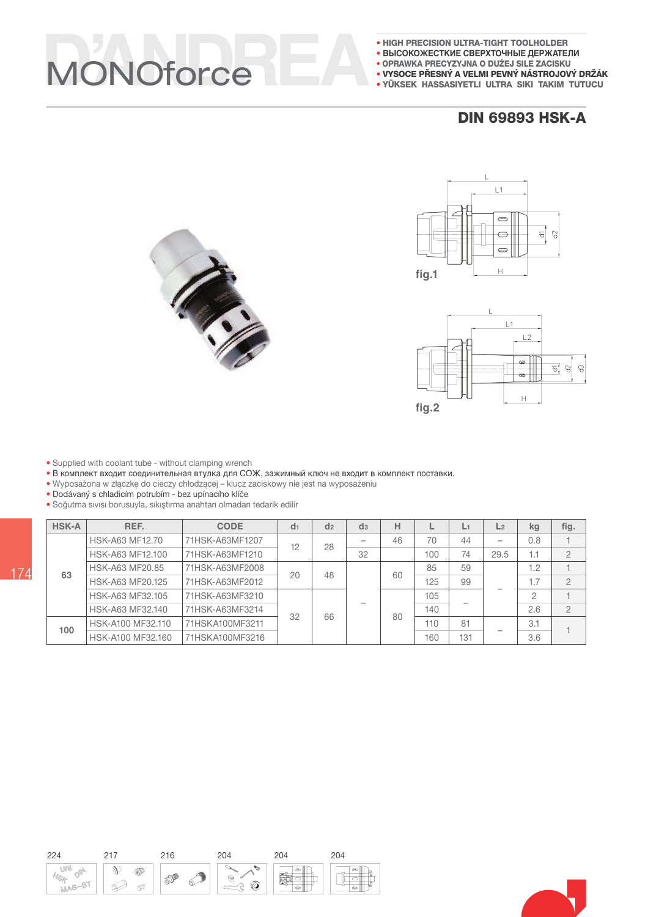# MONOforce

- HIGH PRECISION ULTRA-TIGHT TOOLHOLDER
- ВЫСОКОЖЕСТКИЕ СВЕРХТОЧНЫЕ ДЕРЖАТЕЛИ
- OPRAWKA PRECYZYJNA O DUŻEJ SILE ZACISKU
- VYSOCE PŘESNÝ A VELMI PEVNÝ NÁSTROJOVÝ DRŽÁK
- YÜKSEK HASSASIYETLI ULTRA SIKI TAKIM TUTUCU

## DIN 69893 HSK-A

fig.1

fig.2

- Supplied with coolant tube - without clamping wrench
- В комплект входит соединительная втулка для СОЖ, зажимный ключ не входит в комплект поставки.
- Wyposażona w złączkę do cieczy chłodzącej – klucz zaciskowy nie jest na wyposażeniu
- Dodávaný s chladicím potrubím - bez upínacího klíče
- Soğutma sıvısı borusuyla, sıkıştırma anahtarı olmadan tedarik edilir

| HSK-A | REF. | CODE | $d_1$ | $d_2$ | $d_3$ | H | L | $L_1$ | $L_2$ | kg | fig. |
|---|---|---|---|---|---|---|---|---|---|---|---|
| 63 | HSK-A63 MF12.70 | 71HSK-A63MF1207 | 12 | 28 | – | 46 | 70 | 44 | – | 0.8 | 1 |
| | HSK-A63 MF12.100 | 71HSK-A63MF1210 | | | 32 | | 100 | 74 | 29.5 | 1.1 | 2 |
| | HSK-A63 MF20.85 | 71HSK-A63MF2008 | 20 | 48 | – | 60 | 85 | 59 | – | 1.2 | 1 |
| | HSK-A63 MF20.125 | 71HSK-A63MF2012 | | | | | 125 | 99 | | 1.7 | 2 |
| | HSK-A63 MF32.105 | 71HSK-A63MF3210 | 32 | 66 | | 80 | 105 | – | | 2 | 1 |
| | HSK-A63 MF32.140 | 71HSK-A63MF3214 | | | | | 140 | | | 2.6 | 2 |
| 100 | HSK-A100 MF32.110 | 71HSKA100MF3211 | | | | | 110 | 81 | – | 3.1 | 1 |
| | HSK-A100 MF32.160 | 71HSKA100MF3216 | | | | | 160 | 131 | | 3.6 | |

224 217 216 204 204 204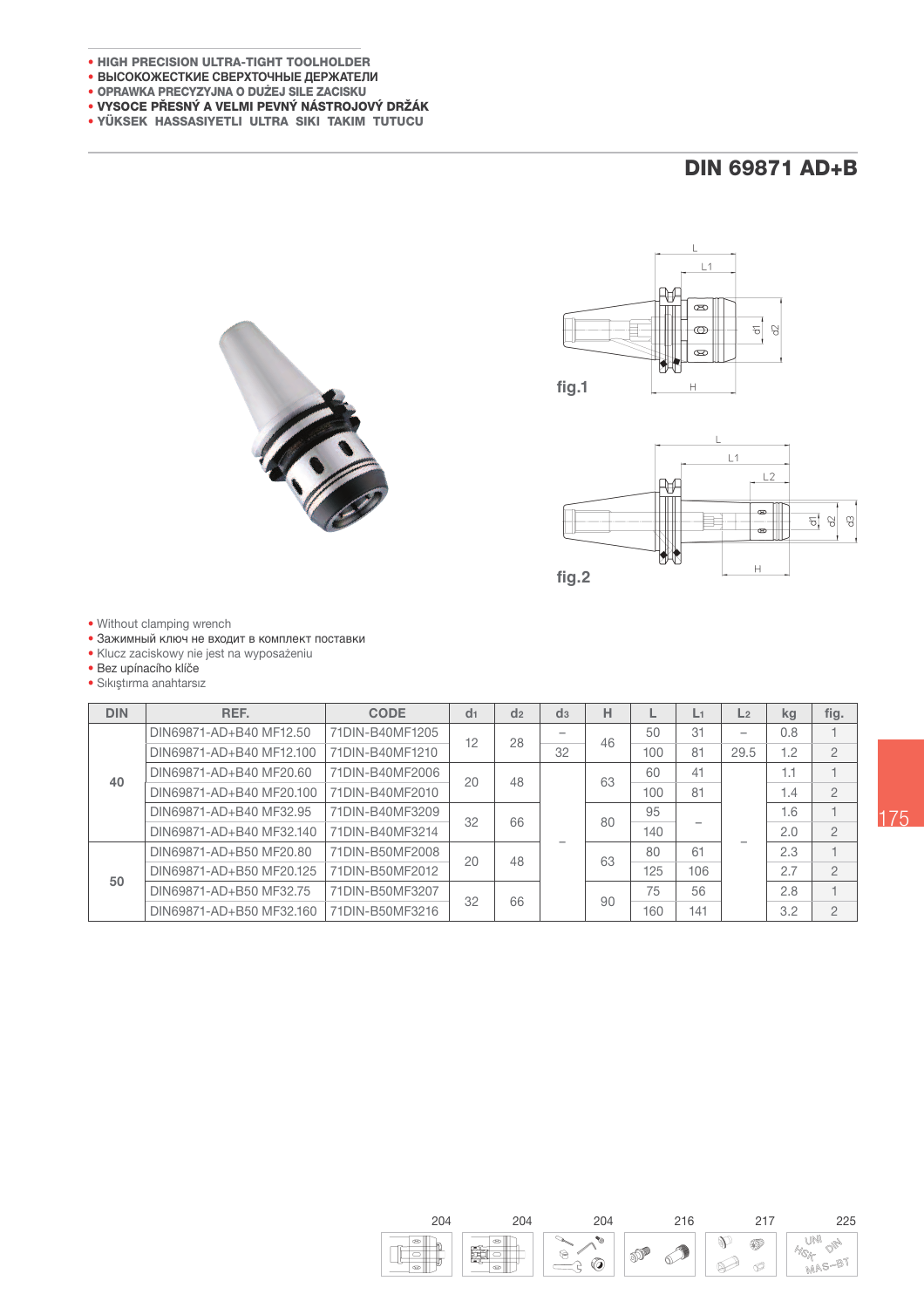- HIGH PRECISION ULTRA-TIGHT TOOLHOLDER
- ВЫСОКОЖЕСТКИЕ СВЕРХТОЧНЫЕ ДЕРЖАТЕЛИ
- OPRAWKA PRECYZYJNA O DUŻEJ SILE ZACISKU
- **VYSOCE PŘESNÝ A VELMI PEVNÝ NÁSTROJOVÝ DRŽÁK**
- YÜKSEK HASSASIYETLI ULTRA SIKI TAKIM TUTUCU

# DIN 69871 AD+B

fig.1

fig.2

- Without clamping wrench
- Зажимный ключ не входит в комплект поставки
- Klucz zaciskowy nie jest na wyposażeniu
- Bez upínacího klíče
- Sıkıştırma anahtarsız

| DIN | REF. | CODE | $d_1$ | $d_2$ | $d_3$ | H | L | $L_1$ | $L_2$ | kg | fig. |
|---|---|---|---|---|---|---|---|---|---|---|---|
| 40 | DIN69871-AD+B40 MF12.50 | 71DIN-B40MF1205 | 12 | 28 | – | 46 | 50 | 31 | – | 0.8 | 1 |
| | DIN69871-AD+B40 MF12.100 | 71DIN-B40MF1210 | | | 32 | | 100 | 81 | 29.5 | 1.2 | 2 |
| | DIN69871-AD+B40 MF20.60 | 71DIN-B40MF2006 | 20 | 48 | – | 63 | 60 | 41 | – | 1.1 | 1 |
| | DIN69871-AD+B40 MF20.100 | 71DIN-B40MF2010 | | | | | 100 | 81 | | 1.4 | 2 |
| | DIN69871-AD+B40 MF32.95 | 71DIN-B40MF3209 | 32 | 66 | | 80 | 95 | – | | 1.6 | 1 |
| | DIN69871-AD+B40 MF32.140 | 71DIN-B40MF3214 | | | | | 140 | | | 2.0 | 2 |
| 50 | DIN69871-AD+B50 MF20.80 | 71DIN-B50MF2008 | 20 | 48 | | 63 | 80 | 61 | | 2.3 | 1 |
| | DIN69871-AD+B50 MF20.125 | 71DIN-B50MF2012 | | | | | 125 | 106 | | 2.7 | 2 |
| | DIN69871-AD+B50 MF32.75 | 71DIN-B50MF3207 | 32 | 66 | | 90 | 75 | 56 | | 2.8 | 1 |
| | DIN69871-AD+B50 MF32.160 | 71DIN-B50MF3216 | | | | | 160 | 141 | | 3.2 | 2 |

204 | 204 | 204 | 216 | 217 | 225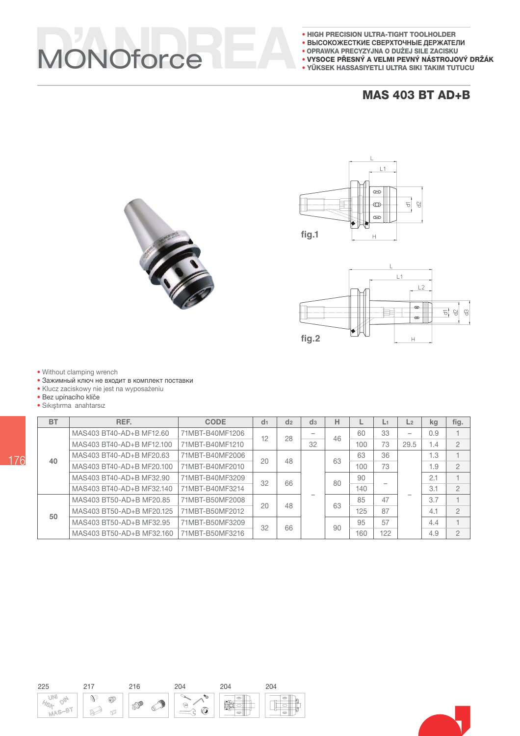# MONOforce

- HIGH PRECISION ULTRA-TIGHT TOOLHOLDER
- ВЫСОКОЖЕСТКИЕ СВЕРХТОЧНЫЕ ДЕРЖАТЕЛИ
- OPRAWKA PRECYZYJNA O DUŻEJ SILE ZACISKU
- VYSOCE PŘESNÝ A VELMI PEVNÝ NÁSTROJOVÝ DRŽÁK
- YÜKSEK HASSASIYETLI ULTRA SIKI TAKIM TUTUCU

## MAS 403 BT AD+B

fig.1

fig.2

- Without clamping wrench
- Зажимный ключ не входит в комплект поставки
- Klucz zaciskowy nie jest na wyposażeniu
- Bez upínacího klíče
- Sıkıştırma anahtarsız

| BT | REF. | CODE | $d_1$ | $d_2$ | $d_3$ | H | L | $L_1$ | $L_2$ | kg | fig. |
|---|---|---|---|---|---|---|---|---|---|---|---|
| 40 | MAS403 BT40-AD+B MF12.60 | 71MBT-B40MF1206 | 12 | 28 | – | 46 | 60 | 33 | – | 0.9 | 1 |
| | MAS403 BT40-AD+B MF12.100 | 71MBT-B40MF1210 | | | 32 | | 100 | 73 | 29.5 | 1.4 | 2 |
| | MAS403 BT40-AD+B MF20.63 | 71MBT-B40MF2006 | 20 | 48 | – | 63 | 63 | 36 | – | 1.3 | 1 |
| | MAS403 BT40-AD+B MF20.100 | 71MBT-B40MF2010 | | | | | 100 | 73 | | 1.9 | 2 |
| | MAS403 BT40-AD+B MF32.90 | 71MBT-B40MF3209 | 32 | 66 | | 80 | 90 | – | | 2.1 | 1 |
| | MAS403 BT40-AD+B MF32.140 | 71MBT-B40MF3214 | | | | | 140 | | | 3.1 | 2 |
| 50 | MAS403 BT50-AD+B MF20.85 | 71MBT-B50MF2008 | 20 | 48 | | 63 | 85 | 47 | | 3.7 | 1 |
| | MAS403 BT50-AD+B MF20.125 | 71MBT-B50MF2012 | | | | | 125 | 87 | | 4.1 | 2 |
| | MAS403 BT50-AD+B MF32.95 | 71MBT-B50MF3209 | 32 | 66 | | 90 | 95 | 57 | | 4.4 | 1 |
| | MAS403 BT50-AD+B MF32.160 | 71MBT-B50MF3216 | | | | | 160 | 122 | | 4.9 | 2 |

225 217 216 204 204 204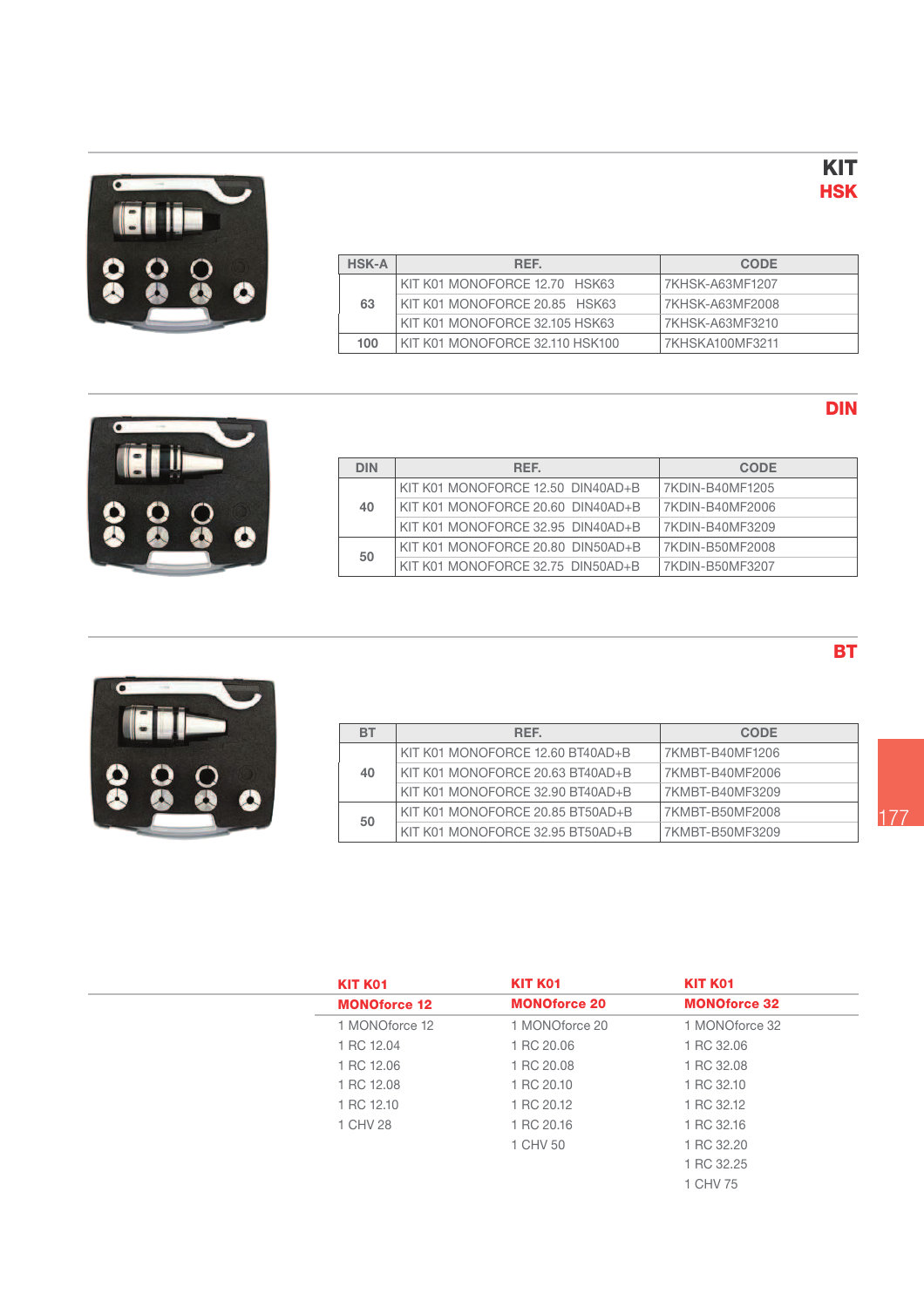# KIT

## HSK

| HSK-A | REF. | CODE |
|---|---|---|
| 63 | KIT K01 MONOFORCE 12.70 HSK63 | 7KHSK-A63MF1207 |
| | KIT K01 MONOFORCE 20.85 HSK63 | 7KHSK-A63MF2008 |
| | KIT K01 MONOFORCE 32.105 HSK63 | 7KHSK-A63MF3210 |
| 100 | KIT K01 MONOFORCE 32.110 HSK100 | 7KHSKA100MF3211 |

## DIN

| DIN | REF. | CODE |
|---|---|---|
| 40 | KIT K01 MONOFORCE 12.50 DIN40AD+B | 7KDIN-B40MF1205 |
| | KIT K01 MONOFORCE 20.60 DIN40AD+B | 7KDIN-B40MF2006 |
| | KIT K01 MONOFORCE 32.95 DIN40AD+B | 7KDIN-B40MF3209 |
| 50 | KIT K01 MONOFORCE 20.80 DIN50AD+B | 7KDIN-B50MF2008 |
| | KIT K01 MONOFORCE 32.75 DIN50AD+B | 7KDIN-B50MF3207 |

## BT

| BT | REF. | CODE |
|---|---|---|
| 40 | KIT K01 MONOFORCE 12.60 BT40AD+B | 7KMBT-B40MF1206 |
| | KIT K01 MONOFORCE 20.63 BT40AD+B | 7KMBT-B40MF2006 |
| | KIT K01 MONOFORCE 32.90 BT40AD+B | 7KMBT-B40MF3209 |
| 50 | KIT K01 MONOFORCE 20.85 BT50AD+B | 7KMBT-B50MF2008 |
| | KIT K01 MONOFORCE 32.95 BT50AD+B | 7KMBT-B50MF3209 |

| KIT K01 MONOforce 12 | KIT K01 MONOforce 20 | KIT K01 MONOforce 32 |
|---|---|---|
| 1 MONOforce 12 | 1 MONOforce 20 | 1 MONOforce 32 |
| 1 RC 12.04 | 1 RC 20.06 | 1 RC 32.06 |
| 1 RC 12.06 | 1 RC 20.08 | 1 RC 32.08 |
| 1 RC 12.08 | 1 RC 20.10 | 1 RC 32.10 |
| 1 RC 12.10 | 1 RC 20.12 | 1 RC 32.12 |
| 1 CHV 28 | 1 RC 20.16 | 1 RC 32.16 |
| | 1 CHV 50 | 1 RC 32.20 |
| | | 1 RC 32.25 |
| | | 1 CHV 75 |